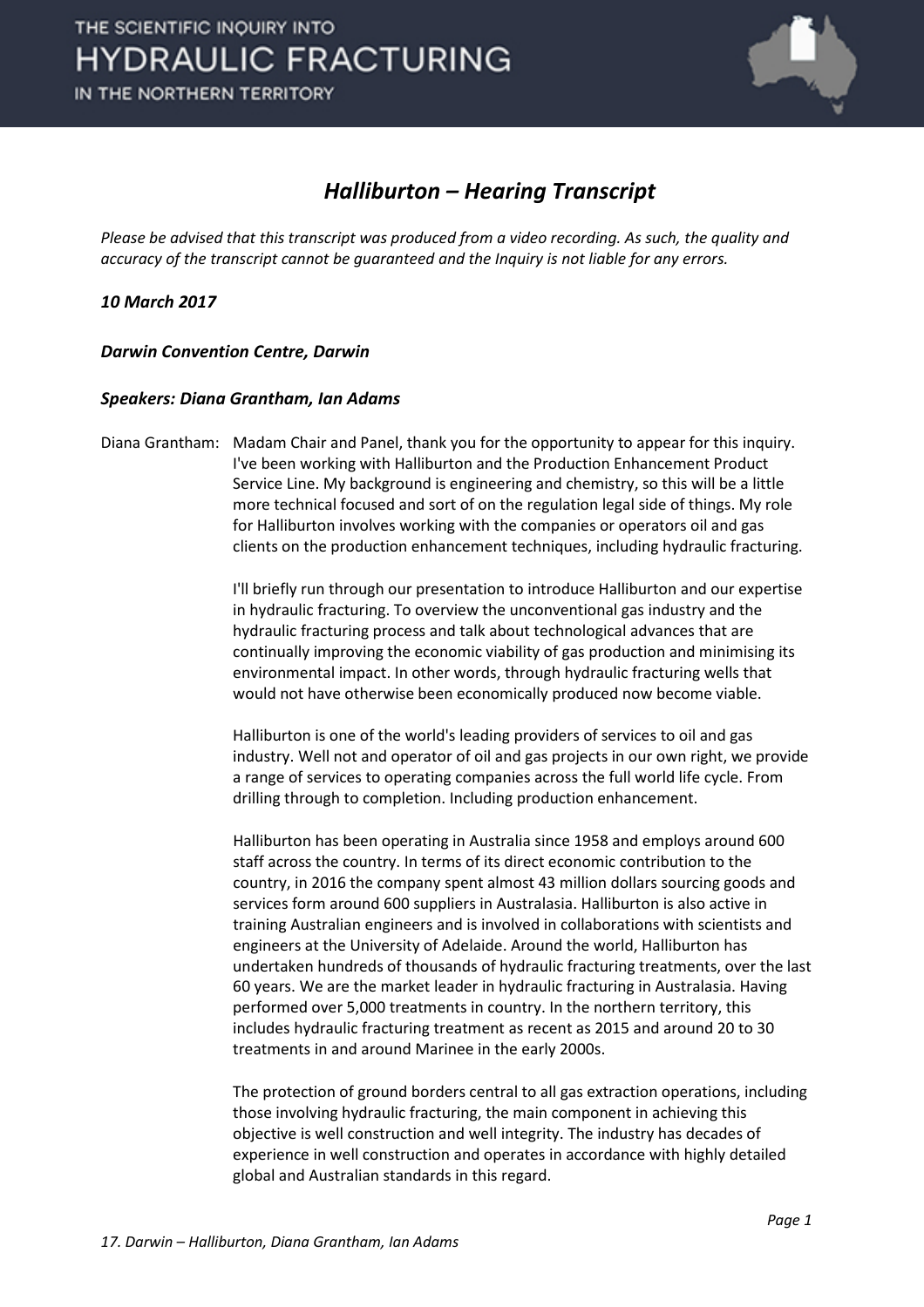THE SCIENTIFIC INQUIRY INTO
HYDRAULIC FRACTURING
IN THE NORTHERN TERRITORY

# *Halliburton – Hearing Transcript*

*Please be advised that this transcript was produced from a video recording. As such, the quality and accuracy of the transcript cannot be guaranteed and the Inquiry is not liable for any errors.*

***10 March 2017***

***Darwin Convention Centre, Darwin***

***Speakers: Diana Grantham, Ian Adams***

Diana Grantham: Madam Chair and Panel, thank you for the opportunity to appear for this inquiry. I've been working with Halliburton and the Production Enhancement Product Service Line. My background is engineering and chemistry, so this will be a little more technical focused and sort of on the regulation legal side of things. My role for Halliburton involves working with the companies or operators oil and gas clients on the production enhancement techniques, including hydraulic fracturing.

I'll briefly run through our presentation to introduce Halliburton and our expertise in hydraulic fracturing. To overview the unconventional gas industry and the hydraulic fracturing process and talk about technological advances that are continually improving the economic viability of gas production and minimising its environmental impact. In other words, through hydraulic fracturing wells that would not have otherwise been economically produced now become viable.

Halliburton is one of the world's leading providers of services to oil and gas industry. Well not and operator of oil and gas projects in our own right, we provide a range of services to operating companies across the full world life cycle. From drilling through to completion. Including production enhancement.

Halliburton has been operating in Australia since 1958 and employs around 600 staff across the country. In terms of its direct economic contribution to the country, in 2016 the company spent almost 43 million dollars sourcing goods and services form around 600 suppliers in Australasia. Halliburton is also active in training Australian engineers and is involved in collaborations with scientists and engineers at the University of Adelaide. Around the world, Halliburton has undertaken hundreds of thousands of hydraulic fracturing treatments, over the last 60 years. We are the market leader in hydraulic fracturing in Australasia. Having performed over 5,000 treatments in country. In the northern territory, this includes hydraulic fracturing treatment as recent as 2015 and around 20 to 30 treatments in and around Marinee in the early 2000s.

The protection of ground borders central to all gas extraction operations, including those involving hydraulic fracturing, the main component in achieving this objective is well construction and well integrity. The industry has decades of experience in well construction and operates in accordance with highly detailed global and Australian standards in this regard.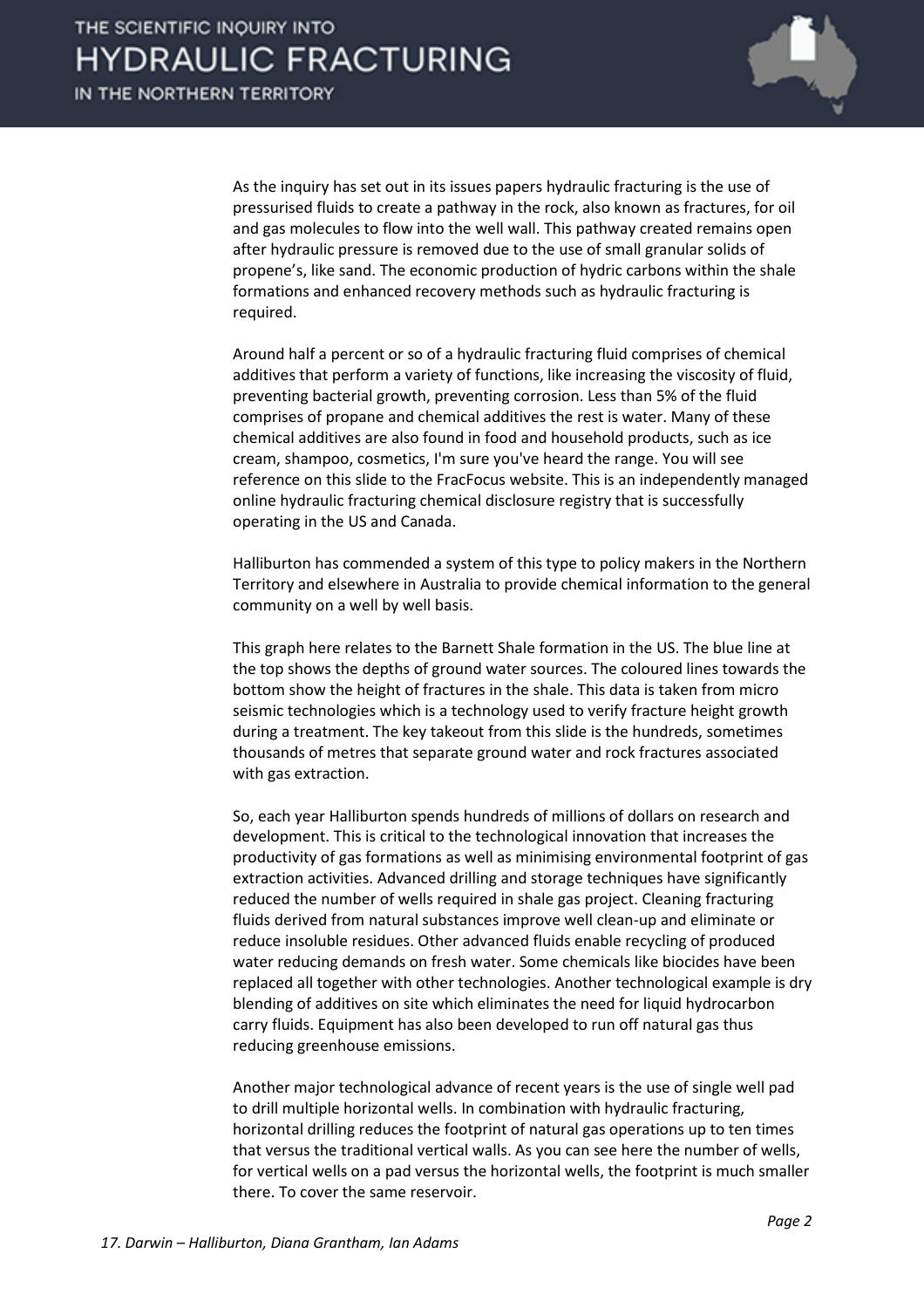As the inquiry has set out in its issues papers hydraulic fracturing is the use of pressurised fluids to create a pathway in the rock, also known as fractures, for oil and gas molecules to flow into the well wall. This pathway created remains open after hydraulic pressure is removed due to the use of small granular solids of propene's, like sand. The economic production of hydric carbons within the shale formations and enhanced recovery methods such as hydraulic fracturing is required.

Around half a percent or so of a hydraulic fracturing fluid comprises of chemical additives that perform a variety of functions, like increasing the viscosity of fluid, preventing bacterial growth, preventing corrosion. Less than 5% of the fluid comprises of propane and chemical additives the rest is water. Many of these chemical additives are also found in food and household products, such as ice cream, shampoo, cosmetics, I'm sure you've heard the range. You will see reference on this slide to the FracFocus website. This is an independently managed online hydraulic fracturing chemical disclosure registry that is successfully operating in the US and Canada.

Halliburton has commended a system of this type to policy makers in the Northern Territory and elsewhere in Australia to provide chemical information to the general community on a well by well basis.

This graph here relates to the Barnett Shale formation in the US. The blue line at the top shows the depths of ground water sources. The coloured lines towards the bottom show the height of fractures in the shale. This data is taken from micro seismic technologies which is a technology used to verify fracture height growth during a treatment. The key takeout from this slide is the hundreds, sometimes thousands of metres that separate ground water and rock fractures associated with gas extraction.

So, each year Halliburton spends hundreds of millions of dollars on research and development. This is critical to the technological innovation that increases the productivity of gas formations as well as minimising environmental footprint of gas extraction activities. Advanced drilling and storage techniques have significantly reduced the number of wells required in shale gas project. Cleaning fracturing fluids derived from natural substances improve well clean-up and eliminate or reduce insoluble residues. Other advanced fluids enable recycling of produced water reducing demands on fresh water. Some chemicals like biocides have been replaced all together with other technologies. Another technological example is dry blending of additives on site which eliminates the need for liquid hydrocarbon carry fluids. Equipment has also been developed to run off natural gas thus reducing greenhouse emissions.

Another major technological advance of recent years is the use of single well pad to drill multiple horizontal wells. In combination with hydraulic fracturing, horizontal drilling reduces the footprint of natural gas operations up to ten times that versus the traditional vertical walls. As you can see here the number of wells, for vertical wells on a pad versus the horizontal wells, the footprint is much smaller there. To cover the same reservoir.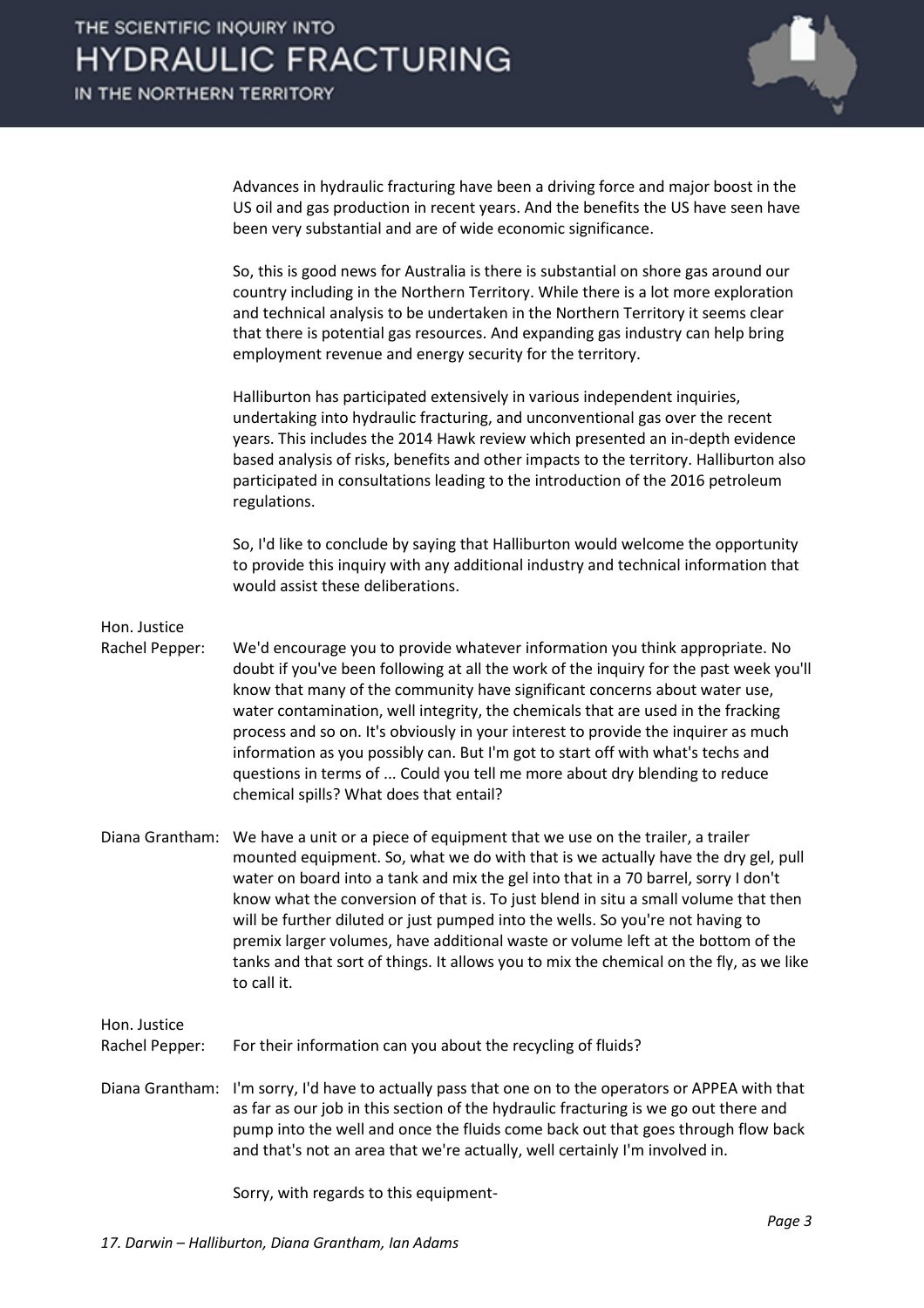Advances in hydraulic fracturing have been a driving force and major boost in the US oil and gas production in recent years. And the benefits the US have seen have been very substantial and are of wide economic significance.

So, this is good news for Australia is there is substantial on shore gas around our country including in the Northern Territory. While there is a lot more exploration and technical analysis to be undertaken in the Northern Territory it seems clear that there is potential gas resources. And expanding gas industry can help bring employment revenue and energy security for the territory.

Halliburton has participated extensively in various independent inquiries, undertaking into hydraulic fracturing, and unconventional gas over the recent years. This includes the 2014 Hawk review which presented an in-depth evidence based analysis of risks, benefits and other impacts to the territory. Halliburton also participated in consultations leading to the introduction of the 2016 petroleum regulations.

So, I'd like to conclude by saying that Halliburton would welcome the opportunity to provide this inquiry with any additional industry and technical information that would assist these deliberations.

**Hon. Justice Rachel Pepper:** We'd encourage you to provide whatever information you think appropriate. No doubt if you've been following at all the work of the inquiry for the past week you'll know that many of the community have significant concerns about water use, water contamination, well integrity, the chemicals that are used in the fracking process and so on. It's obviously in your interest to provide the inquirer as much information as you possibly can. But I'm got to start off with what's techs and questions in terms of ... Could you tell me more about dry blending to reduce chemical spills? What does that entail?

**Diana Grantham:** We have a unit or a piece of equipment that we use on the trailer, a trailer mounted equipment. So, what we do with that is we actually have the dry gel, pull water on board into a tank and mix the gel into that in a 70 barrel, sorry I don't know what the conversion of that is. To just blend in situ a small volume that then will be further diluted or just pumped into the wells. So you're not having to premix larger volumes, have additional waste or volume left at the bottom of the tanks and that sort of things. It allows you to mix the chemical on the fly, as we like to call it.

**Hon. Justice Rachel Pepper:** For their information can you about the recycling of fluids?

**Diana Grantham:** I'm sorry, I'd have to actually pass that one on to the operators or APPEA with that as far as our job in this section of the hydraulic fracturing is we go out there and pump into the well and once the fluids come back out that goes through flow back and that's not an area that we're actually, well certainly I'm involved in.

Sorry, with regards to this equipment-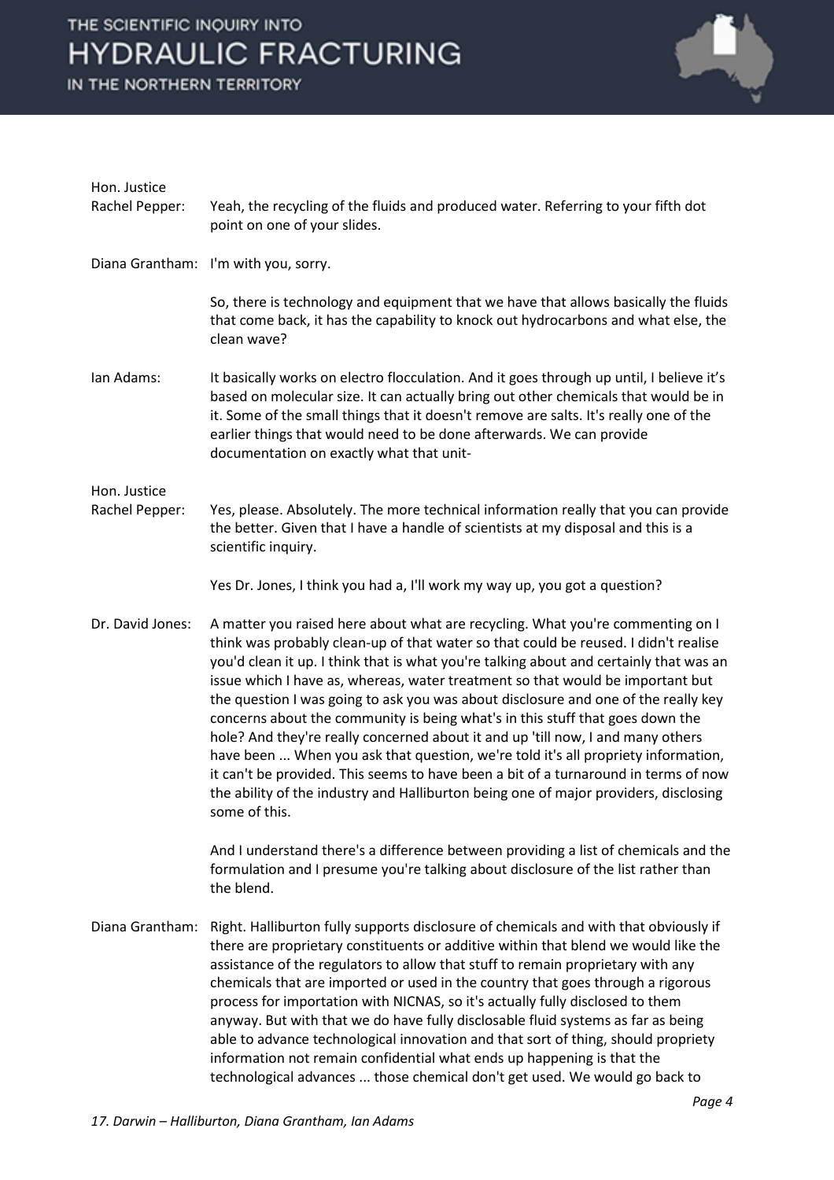**Hon. Justice Rachel Pepper:** Yeah, the recycling of the fluids and produced water. Referring to your fifth dot point on one of your slides.

**Diana Grantham:** I'm with you, sorry.

So, there is technology and equipment that we have that allows basically the fluids that come back, it has the capability to knock out hydrocarbons and what else, the clean wave?

**Ian Adams:** It basically works on electro flocculation. And it goes through up until, I believe it's based on molecular size. It can actually bring out other chemicals that would be in it. Some of the small things that it doesn't remove are salts. It's really one of the earlier things that would need to be done afterwards. We can provide documentation on exactly what that unit-

**Hon. Justice Rachel Pepper:** Yes, please. Absolutely. The more technical information really that you can provide the better. Given that I have a handle of scientists at my disposal and this is a scientific inquiry.

Yes Dr. Jones, I think you had a, I'll work my way up, you got a question?

**Dr. David Jones:** A matter you raised here about what are recycling. What you're commenting on I think was probably clean-up of that water so that could be reused. I didn't realise you'd clean it up. I think that is what you're talking about and certainly that was an issue which I have as, whereas, water treatment so that would be important but the question I was going to ask you was about disclosure and one of the really key concerns about the community is being what's in this stuff that goes down the hole? And they're really concerned about it and up 'till now, I and many others have been ... When you ask that question, we're told it's all propriety information, it can't be provided. This seems to have been a bit of a turnaround in terms of now the ability of the industry and Halliburton being one of major providers, disclosing some of this.

And I understand there's a difference between providing a list of chemicals and the formulation and I presume you're talking about disclosure of the list rather than the blend.

**Diana Grantham:** Right. Halliburton fully supports disclosure of chemicals and with that obviously if there are proprietary constituents or additive within that blend we would like the assistance of the regulators to allow that stuff to remain proprietary with any chemicals that are imported or used in the country that goes through a rigorous process for importation with NICNAS, so it's actually fully disclosed to them anyway. But with that we do have fully disclosable fluid systems as far as being able to advance technological innovation and that sort of thing, should propriety information not remain confidential what ends up happening is that the technological advances ... those chemical don't get used. We would go back to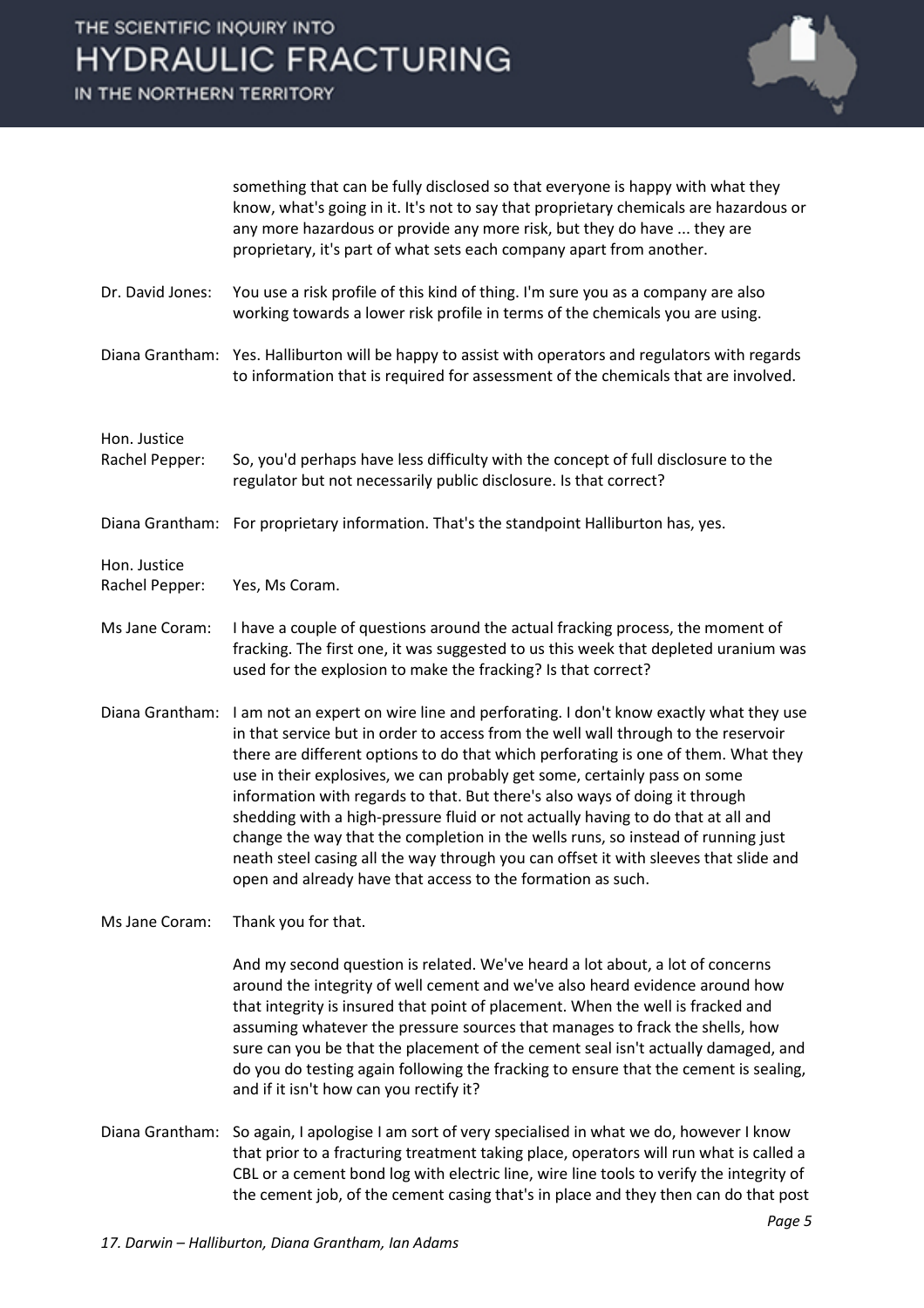something that can be fully disclosed so that everyone is happy with what they know, what's going in it. It's not to say that proprietary chemicals are hazardous or any more hazardous or provide any more risk, but they do have ... they are proprietary, it's part of what sets each company apart from another.

**Dr. David Jones:** You use a risk profile of this kind of thing. I'm sure you as a company are also working towards a lower risk profile in terms of the chemicals you are using.

**Diana Grantham:** Yes. Halliburton will be happy to assist with operators and regulators with regards to information that is required for assessment of the chemicals that are involved.

**Hon. Justice Rachel Pepper:** So, you'd perhaps have less difficulty with the concept of full disclosure to the regulator but not necessarily public disclosure. Is that correct?

**Diana Grantham:** For proprietary information. That's the standpoint Halliburton has, yes.

**Hon. Justice Rachel Pepper:** Yes, Ms Coram.

**Ms Jane Coram:** I have a couple of questions around the actual fracking process, the moment of fracking. The first one, it was suggested to us this week that depleted uranium was used for the explosion to make the fracking? Is that correct?

**Diana Grantham:** I am not an expert on wire line and perforating. I don't know exactly what they use in that service but in order to access from the well wall through to the reservoir there are different options to do that which perforating is one of them. What they use in their explosives, we can probably get some, certainly pass on some information with regards to that. But there's also ways of doing it through shedding with a high-pressure fluid or not actually having to do that at all and change the way that the completion in the wells runs, so instead of running just neath steel casing all the way through you can offset it with sleeves that slide and open and already have that access to the formation as such.

**Ms Jane Coram:** Thank you for that.

And my second question is related. We've heard a lot about, a lot of concerns around the integrity of well cement and we've also heard evidence around how that integrity is insured that point of placement. When the well is fracked and assuming whatever the pressure sources that manages to frack the shells, how sure can you be that the placement of the cement seal isn't actually damaged, and do you do testing again following the fracking to ensure that the cement is sealing, and if it isn't how can you rectify it?

**Diana Grantham:** So again, I apologise I am sort of very specialised in what we do, however I know that prior to a fracturing treatment taking place, operators will run what is called a CBL or a cement bond log with electric line, wire line tools to verify the integrity of the cement job, of the cement casing that's in place and they then can do that post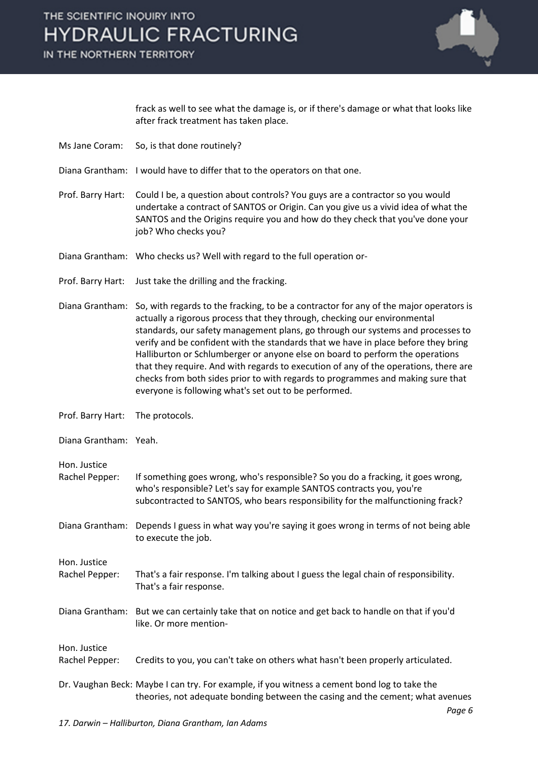frack as well to see what the damage is, or if there's damage or what that looks like after frack treatment has taken place.

Ms Jane Coram: So, is that done routinely?

Diana Grantham: I would have to differ that to the operators on that one.

Prof. Barry Hart: Could I be, a question about controls? You guys are a contractor so you would undertake a contract of SANTOS or Origin. Can you give us a vivid idea of what the SANTOS and the Origins require you and how do they check that you've done your job? Who checks you?

Diana Grantham: Who checks us? Well with regard to the full operation or-

Prof. Barry Hart: Just take the drilling and the fracking.

Diana Grantham: So, with regards to the fracking, to be a contractor for any of the major operators is actually a rigorous process that they through, checking our environmental standards, our safety management plans, go through our systems and processes to verify and be confident with the standards that we have in place before they bring Halliburton or Schlumberger or anyone else on board to perform the operations that they require. And with regards to execution of any of the operations, there are checks from both sides prior to with regards to programmes and making sure that everyone is following what's set out to be performed.

Prof. Barry Hart: The protocols.

Diana Grantham: Yeah.

Hon. Justice Rachel Pepper: If something goes wrong, who's responsible? So you do a fracking, it goes wrong, who's responsible? Let's say for example SANTOS contracts you, you're subcontracted to SANTOS, who bears responsibility for the malfunctioning frack?

Diana Grantham: Depends I guess in what way you're saying it goes wrong in terms of not being able to execute the job.

Hon. Justice Rachel Pepper: That's a fair response. I'm talking about I guess the legal chain of responsibility. That's a fair response.

Diana Grantham: But we can certainly take that on notice and get back to handle on that if you'd like. Or more mention-

Hon. Justice Rachel Pepper: Credits to you, you can't take on others what hasn't been properly articulated.

Dr. Vaughan Beck: Maybe I can try. For example, if you witness a cement bond log to take the theories, not adequate bonding between the casing and the cement; what avenues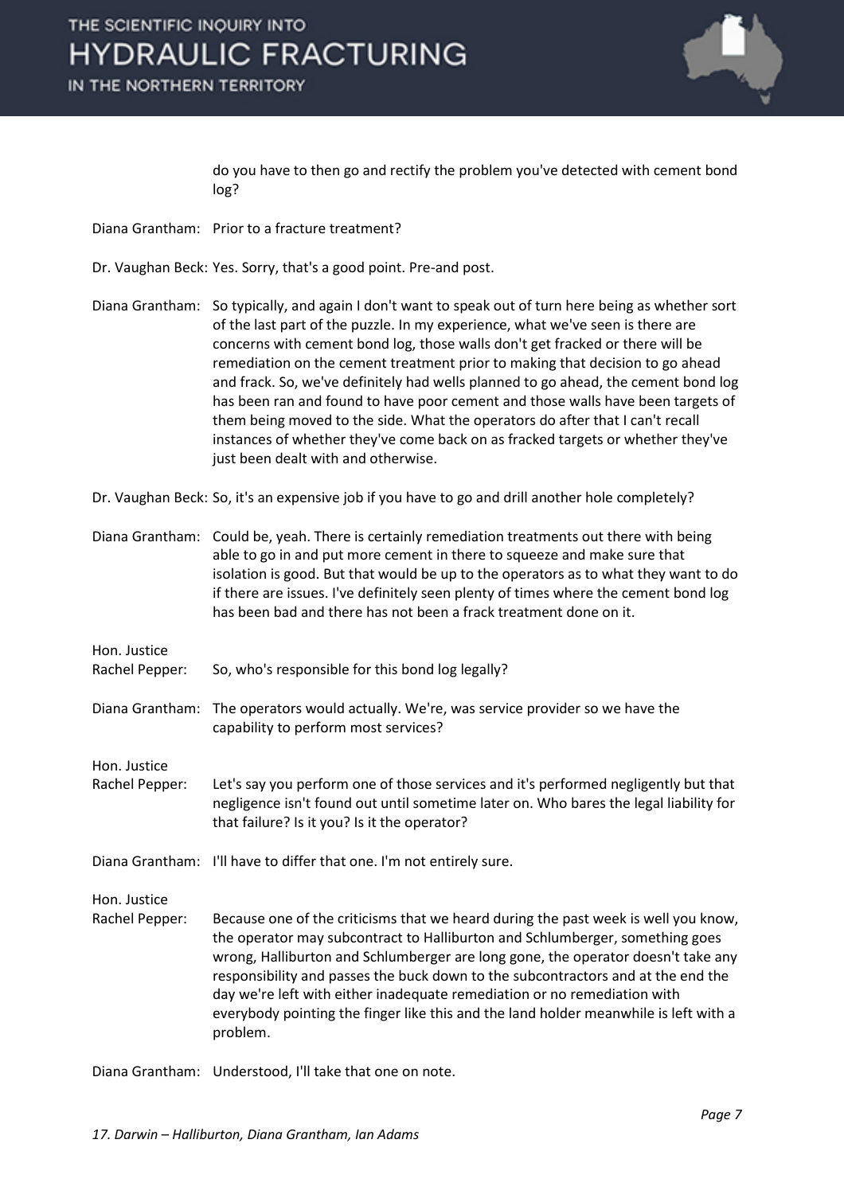do you have to then go and rectify the problem you've detected with cement bond log?

**Diana Grantham:** Prior to a fracture treatment?

**Dr. Vaughan Beck:** Yes. Sorry, that's a good point. Pre-and post.

**Diana Grantham:** So typically, and again I don't want to speak out of turn here being as whether sort of the last part of the puzzle. In my experience, what we've seen is there are concerns with cement bond log, those walls don't get fracked or there will be remediation on the cement treatment prior to making that decision to go ahead and frack. So, we've definitely had wells planned to go ahead, the cement bond log has been ran and found to have poor cement and those walls have been targets of them being moved to the side. What the operators do after that I can't recall instances of whether they've come back on as fracked targets or whether they've just been dealt with and otherwise.

**Dr. Vaughan Beck:** So, it's an expensive job if you have to go and drill another hole completely?

**Diana Grantham:** Could be, yeah. There is certainly remediation treatments out there with being able to go in and put more cement in there to squeeze and make sure that isolation is good. But that would be up to the operators as to what they want to do if there are issues. I've definitely seen plenty of times where the cement bond log has been bad and there has not been a frack treatment done on it.

**Hon. Justice Rachel Pepper:** So, who's responsible for this bond log legally?

**Diana Grantham:** The operators would actually. We're, was service provider so we have the capability to perform most services?

**Hon. Justice Rachel Pepper:** Let's say you perform one of those services and it's performed negligently but that negligence isn't found out until sometime later on. Who bares the legal liability for that failure? Is it you? Is it the operator?

**Diana Grantham:** I'll have to differ that one. I'm not entirely sure.

**Hon. Justice Rachel Pepper:** Because one of the criticisms that we heard during the past week is well you know, the operator may subcontract to Halliburton and Schlumberger, something goes wrong, Halliburton and Schlumberger are long gone, the operator doesn't take any responsibility and passes the buck down to the subcontractors and at the end the day we're left with either inadequate remediation or no remediation with everybody pointing the finger like this and the land holder meanwhile is left with a problem.

**Diana Grantham:** Understood, I'll take that one on note.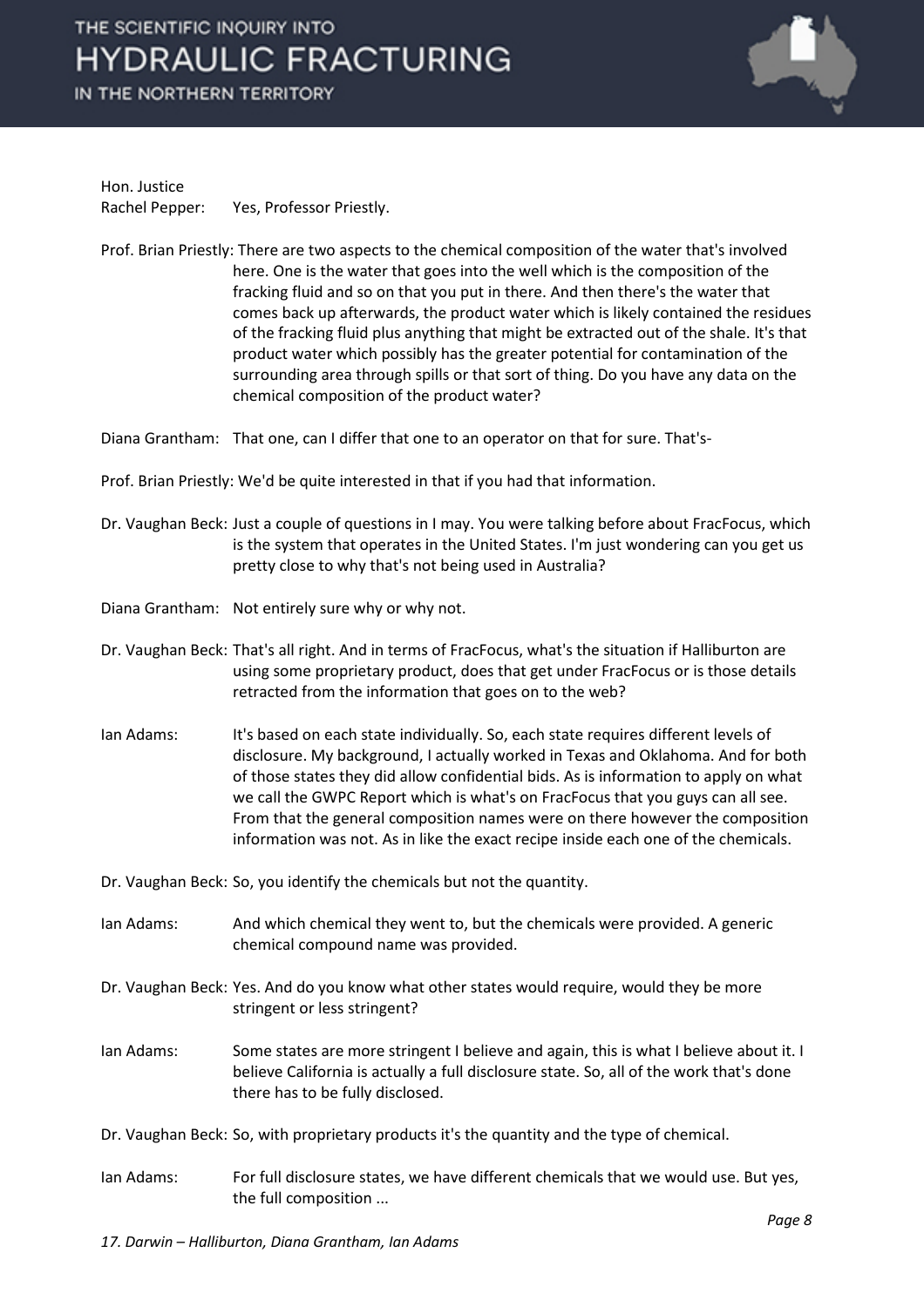**Hon. Justice Rachel Pepper:** Yes, Professor Priestly.

**Prof. Brian Priestly:** There are two aspects to the chemical composition of the water that's involved here. One is the water that goes into the well which is the composition of the fracking fluid and so on that you put in there. And then there's the water that comes back up afterwards, the product water which is likely contained the residues of the fracking fluid plus anything that might be extracted out of the shale. It's that product water which possibly has the greater potential for contamination of the surrounding area through spills or that sort of thing. Do you have any data on the chemical composition of the product water?

**Diana Grantham:** That one, can I differ that one to an operator on that for sure. That's-

**Prof. Brian Priestly:** We'd be quite interested in that if you had that information.

**Dr. Vaughan Beck:** Just a couple of questions in I may. You were talking before about FracFocus, which is the system that operates in the United States. I'm just wondering can you get us pretty close to why that's not being used in Australia?

**Diana Grantham:** Not entirely sure why or why not.

**Dr. Vaughan Beck:** That's all right. And in terms of FracFocus, what's the situation if Halliburton are using some proprietary product, does that get under FracFocus or is those details retracted from the information that goes on to the web?

**Ian Adams:** It's based on each state individually. So, each state requires different levels of disclosure. My background, I actually worked in Texas and Oklahoma. And for both of those states they did allow confidential bids. As is information to apply on what we call the GWPC Report which is what's on FracFocus that you guys can all see. From that the general composition names were on there however the composition information was not. As in like the exact recipe inside each one of the chemicals.

**Dr. Vaughan Beck:** So, you identify the chemicals but not the quantity.

**Ian Adams:** And which chemical they went to, but the chemicals were provided. A generic chemical compound name was provided.

**Dr. Vaughan Beck:** Yes. And do you know what other states would require, would they be more stringent or less stringent?

**Ian Adams:** Some states are more stringent I believe and again, this is what I believe about it. I believe California is actually a full disclosure state. So, all of the work that's done there has to be fully disclosed.

**Dr. Vaughan Beck:** So, with proprietary products it's the quantity and the type of chemical.

**Ian Adams:** For full disclosure states, we have different chemicals that we would use. But yes, the full composition ...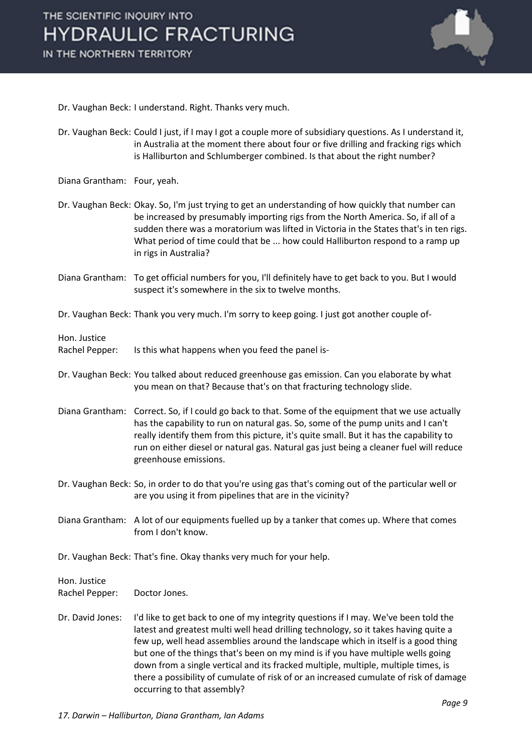Dr. Vaughan Beck: I understand. Right. Thanks very much.

Dr. Vaughan Beck: Could I just, if I may I got a couple more of subsidiary questions. As I understand it, in Australia at the moment there about four or five drilling and fracking rigs which is Halliburton and Schlumberger combined. Is that about the right number?

Diana Grantham: Four, yeah.

Dr. Vaughan Beck: Okay. So, I'm just trying to get an understanding of how quickly that number can be increased by presumably importing rigs from the North America. So, if all of a sudden there was a moratorium was lifted in Victoria in the States that's in ten rigs. What period of time could that be ... how could Halliburton respond to a ramp up in rigs in Australia?

Diana Grantham: To get official numbers for you, I'll definitely have to get back to you. But I would suspect it's somewhere in the six to twelve months.

Dr. Vaughan Beck: Thank you very much. I'm sorry to keep going. I just got another couple of-

Hon. Justice Rachel Pepper: Is this what happens when you feed the panel is-

Dr. Vaughan Beck: You talked about reduced greenhouse gas emission. Can you elaborate by what you mean on that? Because that's on that fracturing technology slide.

Diana Grantham: Correct. So, if I could go back to that. Some of the equipment that we use actually has the capability to run on natural gas. So, some of the pump units and I can't really identify them from this picture, it's quite small. But it has the capability to run on either diesel or natural gas. Natural gas just being a cleaner fuel will reduce greenhouse emissions.

Dr. Vaughan Beck: So, in order to do that you're using gas that's coming out of the particular well or are you using it from pipelines that are in the vicinity?

Diana Grantham: A lot of our equipments fuelled up by a tanker that comes up. Where that comes from I don't know.

Dr. Vaughan Beck: That's fine. Okay thanks very much for your help.

Hon. Justice Rachel Pepper: Doctor Jones.

Dr. David Jones: I'd like to get back to one of my integrity questions if I may. We've been told the latest and greatest multi well head drilling technology, so it takes having quite a few up, well head assemblies around the landscape which in itself is a good thing but one of the things that's been on my mind is if you have multiple wells going down from a single vertical and its fracked multiple, multiple, multiple times, is there a possibility of cumulate of risk of or an increased cumulate of risk of damage occurring to that assembly?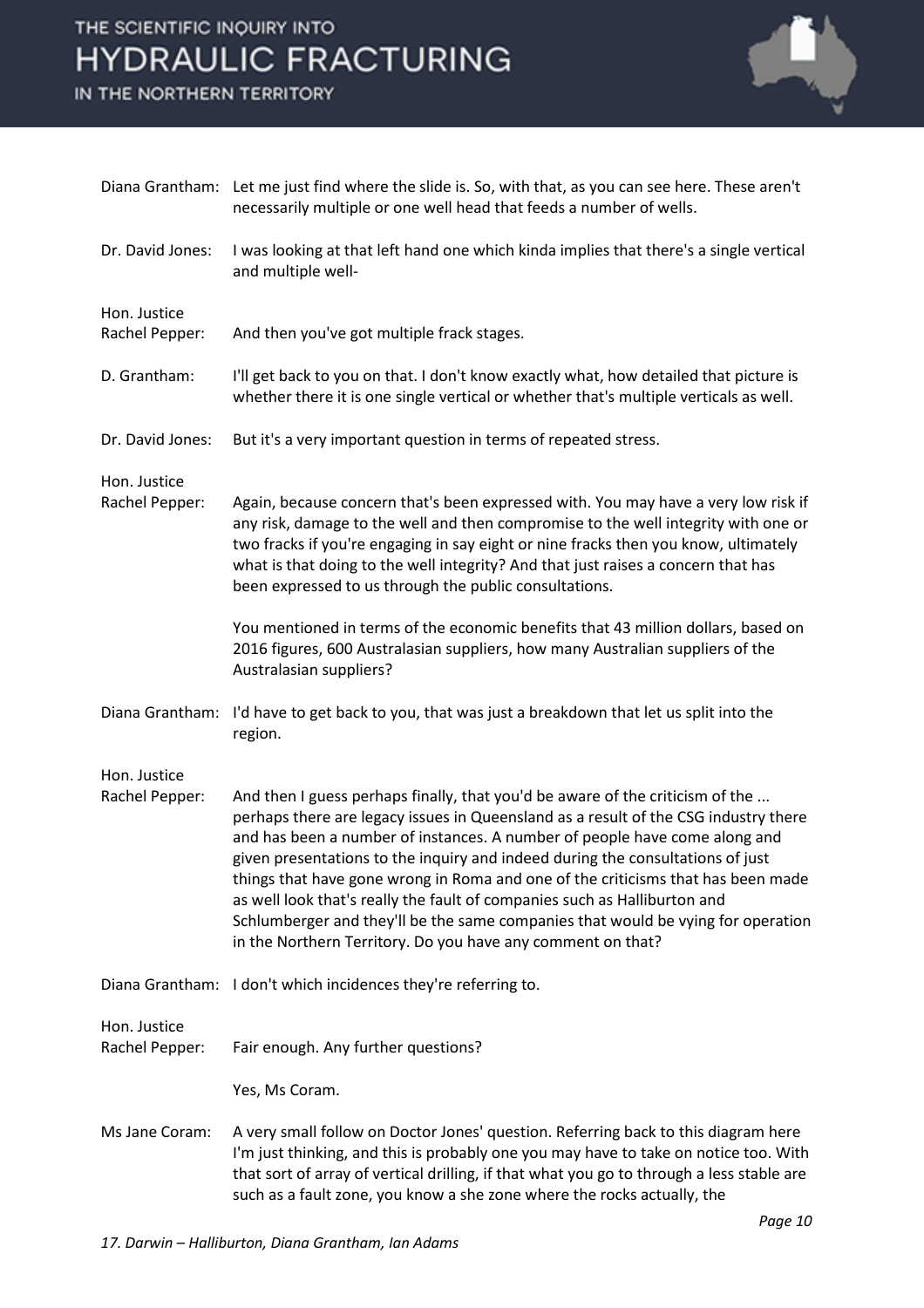Diana Grantham: Let me just find where the slide is. So, with that, as you can see here. These aren't necessarily multiple or one well head that feeds a number of wells.

Dr. David Jones: I was looking at that left hand one which kinda implies that there's a single vertical and multiple well-

Hon. Justice Rachel Pepper: And then you've got multiple frack stages.

D. Grantham: I'll get back to you on that. I don't know exactly what, how detailed that picture is whether there it is one single vertical or whether that's multiple verticals as well.

Dr. David Jones: But it's a very important question in terms of repeated stress.

Hon. Justice Rachel Pepper: Again, because concern that's been expressed with. You may have a very low risk if any risk, damage to the well and then compromise to the well integrity with one or two fracks if you're engaging in say eight or nine fracks then you know, ultimately what is that doing to the well integrity? And that just raises a concern that has been expressed to us through the public consultations.

You mentioned in terms of the economic benefits that 43 million dollars, based on 2016 figures, 600 Australasian suppliers, how many Australian suppliers of the Australasian suppliers?

Diana Grantham: I'd have to get back to you, that was just a breakdown that let us split into the region.

Hon. Justice Rachel Pepper: And then I guess perhaps finally, that you'd be aware of the criticism of the ... perhaps there are legacy issues in Queensland as a result of the CSG industry there and has been a number of instances. A number of people have come along and given presentations to the inquiry and indeed during the consultations of just things that have gone wrong in Roma and one of the criticisms that has been made as well look that's really the fault of companies such as Halliburton and Schlumberger and they'll be the same companies that would be vying for operation in the Northern Territory. Do you have any comment on that?

Diana Grantham: I don't which incidences they're referring to.

Hon. Justice Rachel Pepper: Fair enough. Any further questions?

Yes, Ms Coram.

Ms Jane Coram: A very small follow on Doctor Jones' question. Referring back to this diagram here I'm just thinking, and this is probably one you may have to take on notice too. With that sort of array of vertical drilling, if that what you go to through a less stable are such as a fault zone, you know a she zone where the rocks actually, the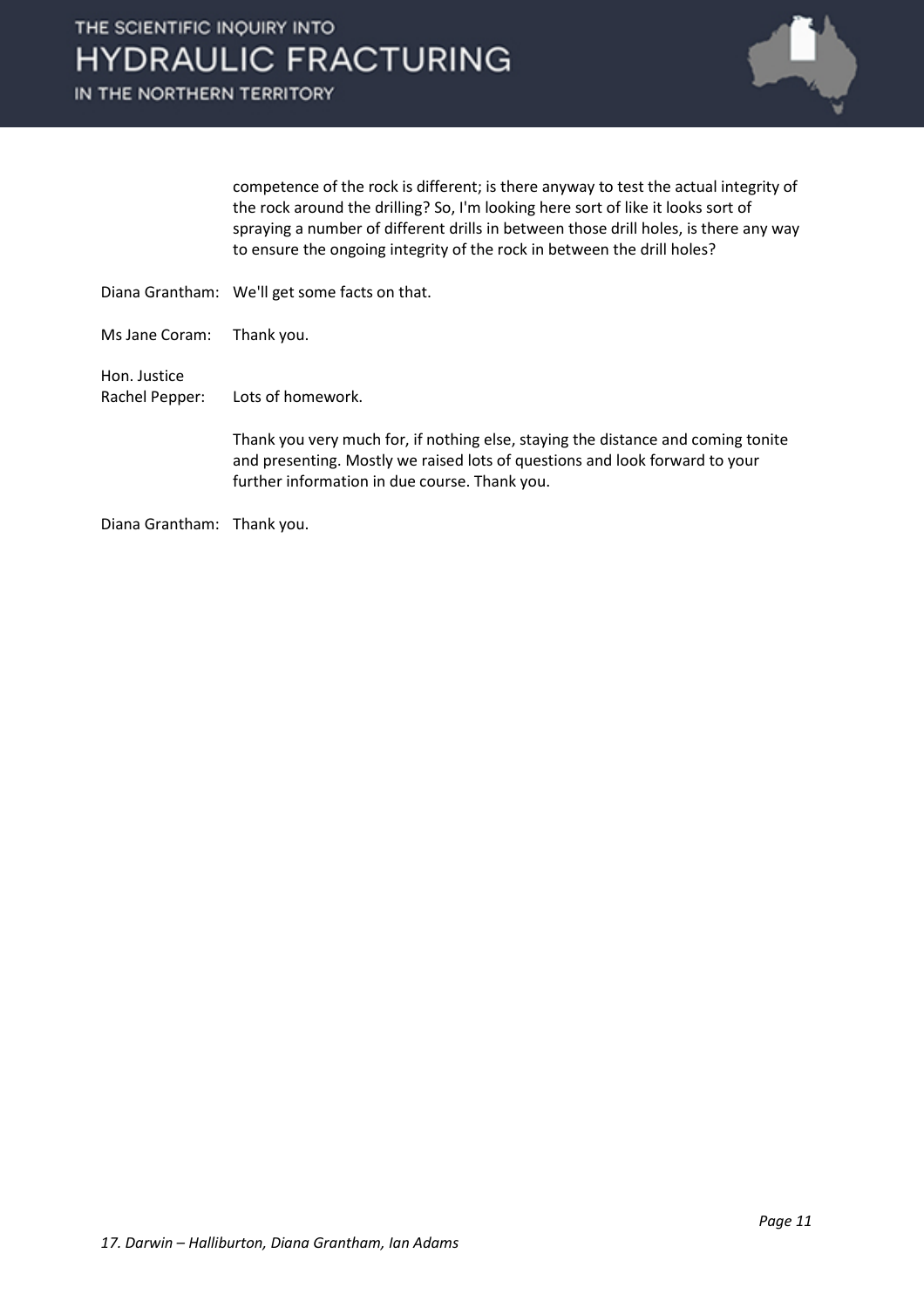competence of the rock is different; is there anyway to test the actual integrity of the rock around the drilling? So, I'm looking here sort of like it looks sort of spraying a number of different drills in between those drill holes, is there any way to ensure the ongoing integrity of the rock in between the drill holes?

Diana Grantham: We'll get some facts on that.

Ms Jane Coram: Thank you.

Hon. Justice Rachel Pepper: Lots of homework.

Thank you very much for, if nothing else, staying the distance and coming tonite and presenting. Mostly we raised lots of questions and look forward to your further information in due course. Thank you.

Diana Grantham: Thank you.